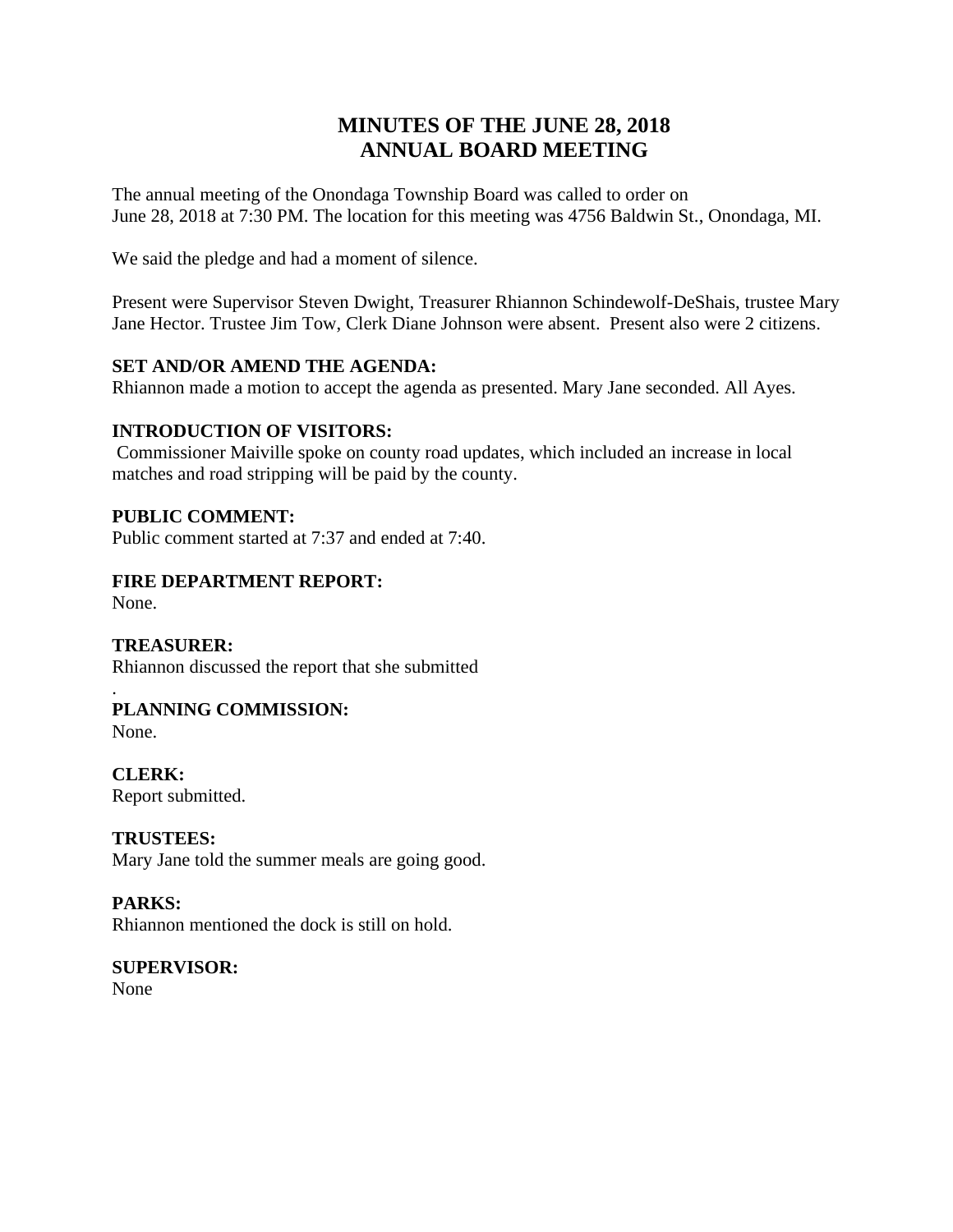# MINUTES OF THE JUNE 28, 2018
# ANNUAL BOARD MEETING

The annual meeting of the Onondaga Township Board was called to order on June 28, 2018 at 7:30 PM. The location for this meeting was 4756 Baldwin St., Onondaga, MI.

We said the pledge and had a moment of silence.

Present were Supervisor Steven Dwight, Treasurer Rhiannon Schindewolf-DeShais, trustee Mary Jane Hector. Trustee Jim Tow, Clerk Diane Johnson were absent. Present also were 2 citizens.

**SET AND/OR AMEND THE AGENDA:**
Rhiannon made a motion to accept the agenda as presented. Mary Jane seconded. All Ayes.

**INTRODUCTION OF VISITORS:**
Commissioner Maiville spoke on county road updates, which included an increase in local matches and road stripping will be paid by the county.

**PUBLIC COMMENT:**
Public comment started at 7:37 and ended at 7:40.

**FIRE DEPARTMENT REPORT:**
None.

**TREASURER:**
Rhiannon discussed the report that she submitted
.

**PLANNING COMMISSION:**
None.

**CLERK:**
Report submitted.

**TRUSTEES:**
Mary Jane told the summer meals are going good.

**PARKS:**
Rhiannon mentioned the dock is still on hold.

**SUPERVISOR:**
None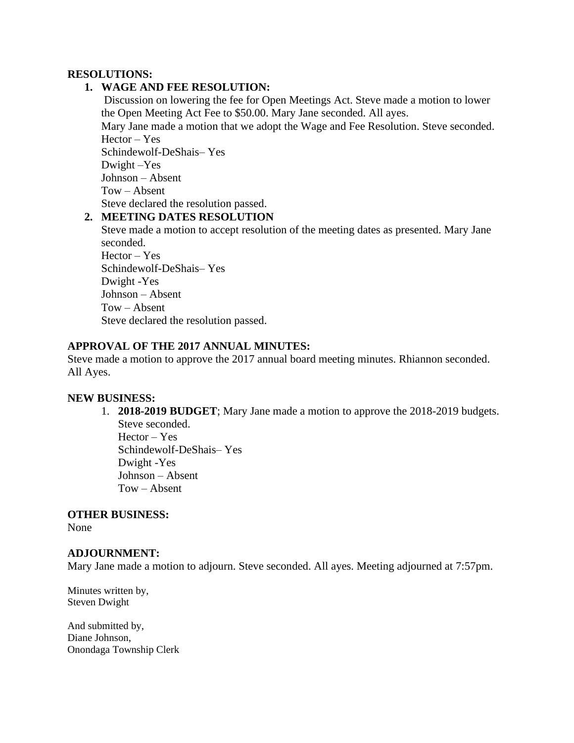**RESOLUTIONS:**

1. **WAGE AND FEE RESOLUTION:**
   Discussion on lowering the fee for Open Meetings Act. Steve made a motion to lower the Open Meeting Act Fee to $50.00. Mary Jane seconded. All ayes.
   Mary Jane made a motion that we adopt the Wage and Fee Resolution. Steve seconded.
   Hector – Yes
   Schindewolf-DeShais– Yes
   Dwight –Yes
   Johnson – Absent
   Tow – Absent
   Steve declared the resolution passed.
2. **MEETING DATES RESOLUTION**
   Steve made a motion to accept resolution of the meeting dates as presented. Mary Jane seconded.
   Hector – Yes
   Schindewolf-DeShais– Yes
   Dwight -Yes
   Johnson – Absent
   Tow – Absent
   Steve declared the resolution passed.

**APPROVAL OF THE 2017 ANNUAL MINUTES:**
Steve made a motion to approve the 2017 annual board meeting minutes. Rhiannon seconded. All Ayes.

**NEW BUSINESS:**

1. **2018-2019 BUDGET**; Mary Jane made a motion to approve the 2018-2019 budgets. Steve seconded.
   Hector – Yes
   Schindewolf-DeShais– Yes
   Dwight -Yes
   Johnson – Absent
   Tow – Absent

**OTHER BUSINESS:**
None

**ADJOURNMENT:**
Mary Jane made a motion to adjourn. Steve seconded. All ayes. Meeting adjourned at 7:57pm.

Minutes written by,
Steven Dwight

And submitted by,
Diane Johnson,
Onondaga Township Clerk